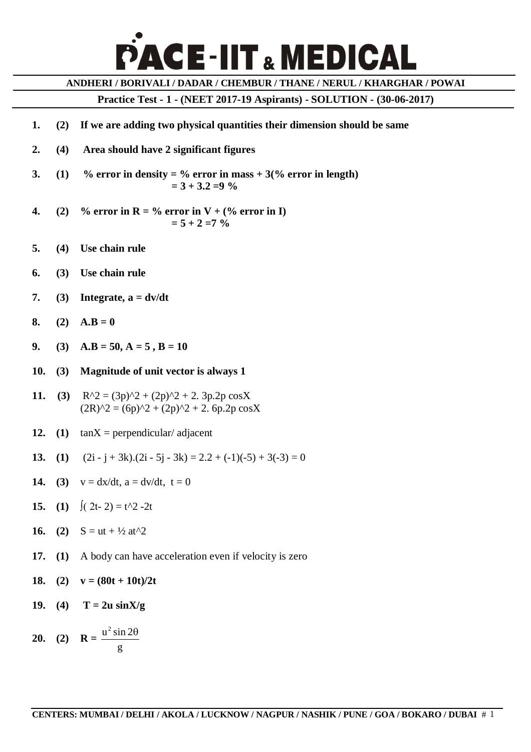# PACE-IIT & MEDICAL

**ANDHERI / BORIVALI / DADAR / CHEMBUR / THANE / NERUL / KHARGHAR / POWAI**

**Practice Test - 1 - (NEET 2017-19 Aspirants) - SOLUTION - (30-06-2017)**

1. **(2) If we are adding two physical quantities their dimension should be same**

2. **(4) Area should have 2 significant figures**

3. **(1) % error in density = % error in mass + 3(% error in length)**
   **= 3 + 3.2 =9 %**

4. **(2) % error in R = % error in V + (% error in I)**
   **= 5 + 2 =7 %**

5. **(4) Use chain rule**

6. **(3) Use chain rule**

7. **(3) Integrate, a = dv/dt**

8. **(2) A.B = 0**

9. **(3) A.B = 50, A = 5 , B = 10**

10. **(3) Magnitude of unit vector is always 1**

11. **(3)** $R^2 = (3p)^2 + (2p)^2 + 2.\ 3p.2p \cos X$
    $(2R)^2 = (6p)^2 + (2p)^2 + 2.\ 6p.2p \cos X$

12. **(1)** tanX = perpendicular/ adjacent

13. **(1)** $(2i - j + 3k).(2i - 5j - 3k) = 2.2 + (-1)(-5) + 3(-3) = 0$

14. **(3)** $v = dx/dt$, $a = dv/dt$, $t = 0$

15. **(1)** $\int(2t - 2) = t^2 - 2t$

16. **(2)** $S = ut + \frac{1}{2}at^2$

17. **(1)** A body can have acceleration even if velocity is zero

18. **(2)** $v = (80t + 10t)/2t$

19. **(4)** $T = 2u \sin X/g$

20. **(2)** $R = \dfrac{u^2 \sin 2\theta}{g}$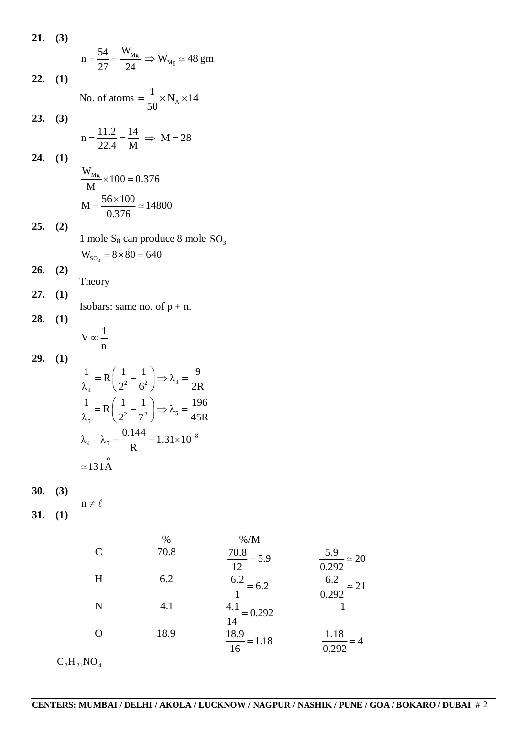**21. (3)**

$$n = \frac{54}{27} = \frac{W_{Mg}}{24} \Rightarrow W_{Mg} \simeq 48 \text{ gm}$$

**22. (1)**

$$\text{No. of atoms } = \frac{1}{50} \times N_A \times 14$$

**23. (3)**

$$n = \frac{11.2}{22.4} = \frac{14}{M} \Rightarrow M = 28$$

**24. (1)**

$$\frac{W_{Mg}}{M} \times 100 = 0.376$$

$$M = \frac{56 \times 100}{0.376} \simeq 14800$$

**25. (2)**

1 mole $S_8$ can produce 8 mole $SO_3$

$$W_{SO_3} = 8 \times 80 = 640$$

**26. (2)**

Theory

**27. (1)**

Isobars: same no. of p + n.

**28. (1)**

$$V \propto \frac{1}{n}$$

**29. (1)**

$$\frac{1}{\lambda_4} = R\left(\frac{1}{2^2} - \frac{1}{6^2}\right) \Rightarrow \lambda_4 = \frac{9}{2R}$$

$$\frac{1}{\lambda_5} = R\left(\frac{1}{2^2} - \frac{1}{7^2}\right) \Rightarrow \lambda_5 = \frac{196}{45R}$$

$$\lambda_4 - \lambda_5 = \frac{0.144}{R} = 1.31 \times 10^{-8}$$

$$\simeq 131 \overset{o}{A}$$

**30. (3)**

$$n \neq \ell$$

**31. (1)**

| | % | %/M | |
|---|---|---|---|
| C | 70.8 | $\frac{70.8}{12} = 5.9$ | $\frac{5.9}{0.292} \simeq 20$ |
| H | 6.2 | $\frac{6.2}{1} = 6.2$ | $\frac{6.2}{0.292} \simeq 21$ |
| N | 4.1 | $\frac{4.1}{14} = 0.292$ | 1 |
| O | 18.9 | $\frac{18.9}{16} = 1.18$ | $\frac{1.18}{0.292} = 4$ |

$C_2H_{21}NO_4$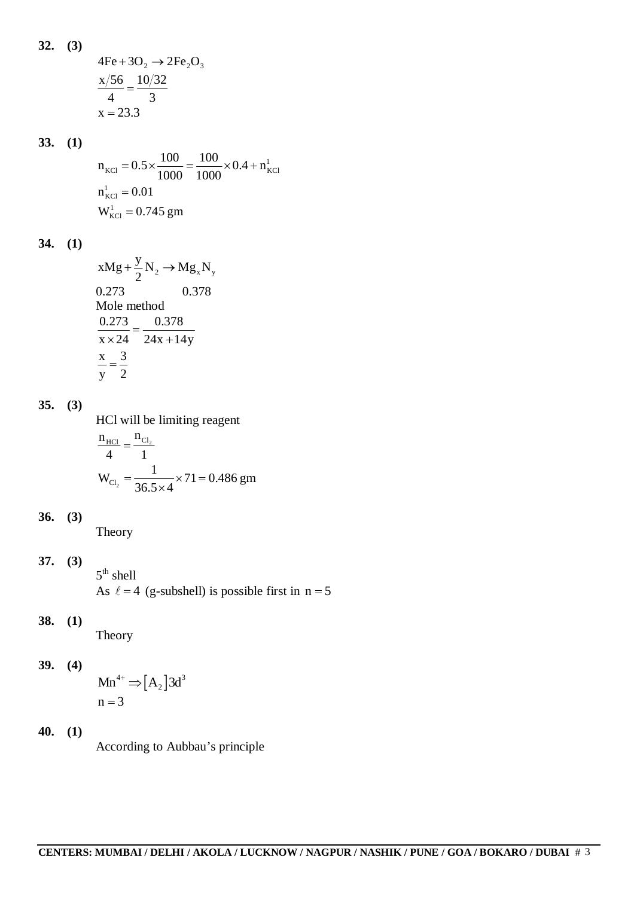**32. (3)**

$$4Fe + 3O_2 \rightarrow 2Fe_2O_3$$

$$\frac{x/56}{4} = \frac{10/32}{3}$$

$$x = 23.3$$

**33. (1)**

$$n_{KCl} = 0.5 \times \frac{100}{1000} = \frac{100}{1000} \times 0.4 + n_{KCl}^{1}$$

$$n_{KCl}^{1} = 0.01$$

$$W_{KCl}^{1} = 0.745 \text{ gm}$$

**34. (1)**

$$xMg + \frac{y}{2}N_2 \rightarrow Mg_xN_y$$

0.273 &nbsp;&nbsp;&nbsp;&nbsp;&nbsp;&nbsp;&nbsp;&nbsp;&nbsp;&nbsp;&nbsp;&nbsp; 0.378

Mole method

$$\frac{0.273}{x \times 24} = \frac{0.378}{24x + 14y}$$

$$\frac{x}{y} = \frac{3}{2}$$

**35. (3)**

HCl will be limiting reagent

$$\frac{n_{HCl}}{4} = \frac{n_{Cl_2}}{1}$$

$$W_{Cl_2} = \frac{1}{36.5 \times 4} \times 71 = 0.486 \text{ gm}$$

**36. (3)**

Theory

**37. (3)**

$5^{th}$ shell

As $\ell = 4$ (g-subshell) is possible first in $n = 5$

**38. (1)**

Theory

**39. (4)**

$$Mn^{4+} \Rightarrow [A_2]3d^3$$

$$n = 3$$

**40. (1)**

According to Aubbau's principle